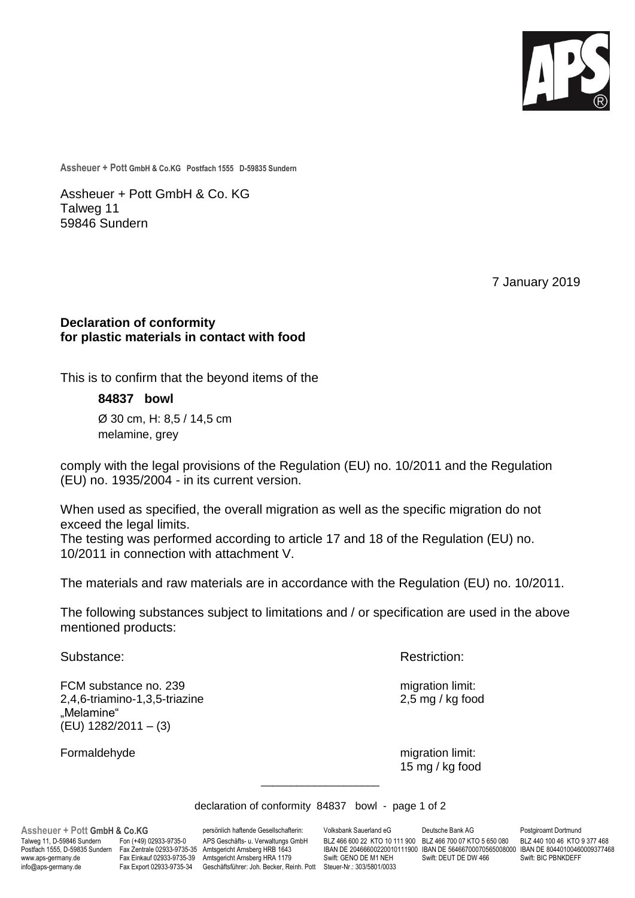Assheuer + Pott GmbH & Co.KG Postfach 1555 D-59835 Sundern

Assheuer + Pott GmbH & Co. KG
Talweg 11
59846 Sundern

7 January 2019

**Declaration of conformity**
**for plastic materials in contact with food**

This is to confirm that the beyond items of the

**84837 bowl**

Ø 30 cm, H: 8,5 / 14,5 cm
melamine, grey

comply with the legal provisions of the Regulation (EU) no. 10/2011 and the Regulation (EU) no. 1935/2004 - in its current version.

When used as specified, the overall migration as well as the specific migration do not exceed the legal limits.
The testing was performed according to article 17 and 18 of the Regulation (EU) no. 10/2011 in connection with attachment V.

The materials and raw materials are in accordance with the Regulation (EU) no. 10/2011.

The following substances subject to limitations and / or specification are used in the above mentioned products:

| Substance: | Restriction: |
| --- | --- |
| FCM substance no. 239<br>2,4,6-triamino-1,3,5-triazine<br>„Melamine“<br>(EU) 1282/2011 – (3) | migration limit:<br>2,5 mg / kg food |
| Formaldehyde | migration limit:<br>15 mg / kg food |

declaration of conformity 84837 bowl

**Assheuer + Pott GmbH & Co.KG**
Talweg 11, D-59846 Sundern
Postfach 1555, D-59835 Sundern
www.aps-germany.de
info@aps-germany.de

Fon (+49) 02933-9735-0
Fax Zentrale 02933-9735-35
Fax Einkauf 02933-9735-39
Fax Export 02933-9735-34

persönlich haftende Gesellschafterin:
APS Geschäfts- u. Verwaltungs GmbH
Amtsgericht Arnsberg HRB 1643
Amtsgericht Arnsberg HRA 1179
Geschäftsführer: Joh. Becker, Reinh. Pott

Volksbank Sauerland eG
BLZ 466 600 22 KTO 10 111 900
IBAN DE 20466600220010111900
Swift: GENO DE M1 NEH
Steuer-Nr.: 303/5801/0033

Deutsche Bank AG
BLZ 466 700 07 KTO 5 650 080
IBAN DE 56466700070565008000
Swift: DEUT DE DW 466

Postgiroamt Dortmund
BLZ 440 100 46 KTO 9 377 468
IBAN DE 80440100460009377468
Swift: BIC PBNKDEFF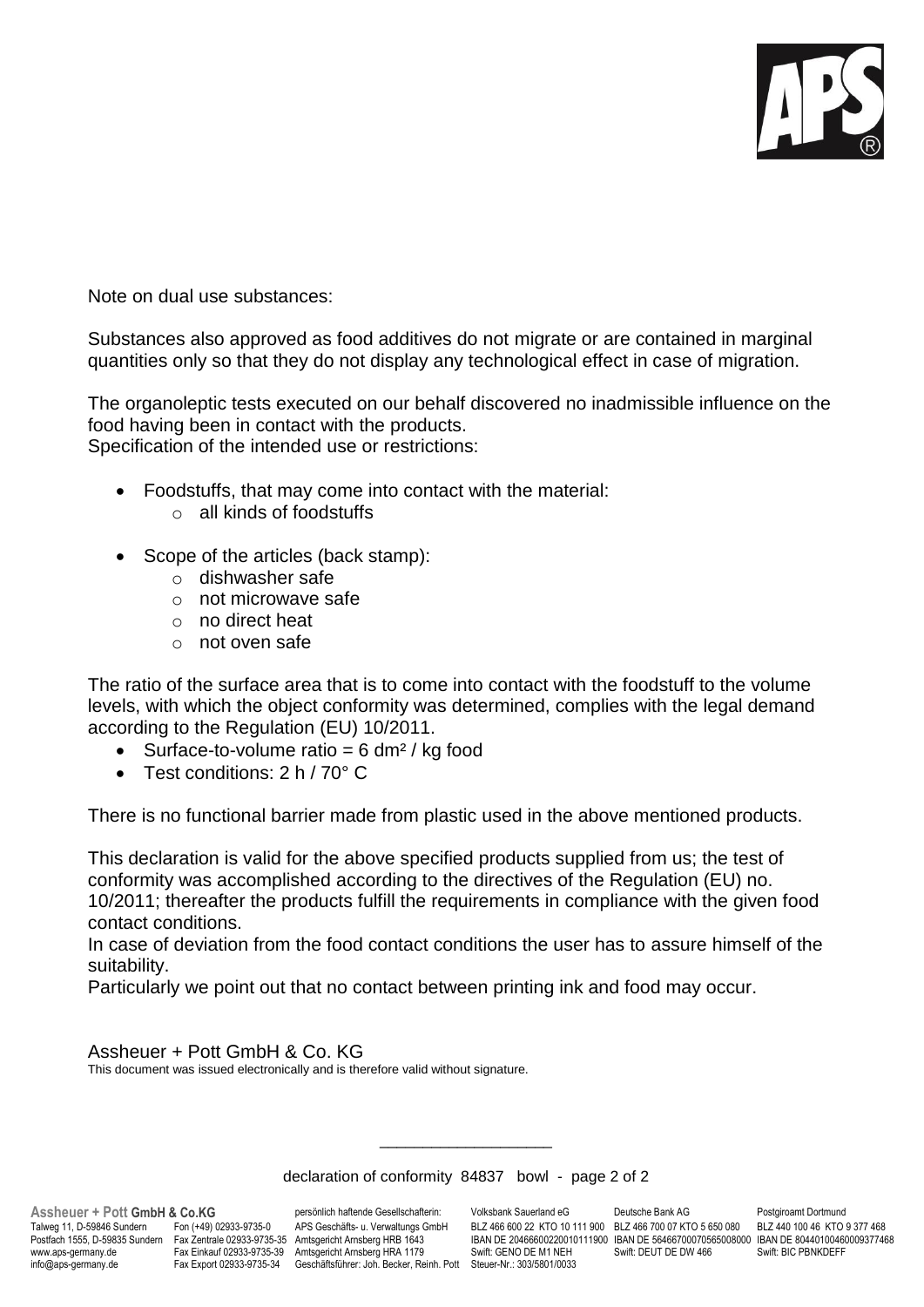Note on dual use substances:

Substances also approved as food additives do not migrate or are contained in marginal quantities only so that they do not display any technological effect in case of migration.

The organoleptic tests executed on our behalf discovered no inadmissible influence on the food having been in contact with the products.
Specification of the intended use or restrictions:

- Foodstuffs, that may come into contact with the material:
  - all kinds of foodstuffs

- Scope of the articles (back stamp):
  - dishwasher safe
  - not microwave safe
  - no direct heat
  - not oven safe

The ratio of the surface area that is to come into contact with the foodstuff to the volume levels, with which the object conformity was determined, complies with the legal demand according to the Regulation (EU) 10/2011.

- Surface-to-volume ratio = 6 $dm^2$ / kg food
- Test conditions: 2 h / 70° C

There is no functional barrier made from plastic used in the above mentioned products.

This declaration is valid for the above specified products supplied from us; the test of conformity was accomplished according to the directives of the Regulation (EU) no. 10/2011; thereafter the products fulfill the requirements in compliance with the given food contact conditions.
In case of deviation from the food contact conditions the user has to assure himself of the suitability.
Particularly we point out that no contact between printing ink and food may occur.

Assheuer + Pott GmbH & Co. KG
This document was issued electronically and is therefore valid without signature.

declaration of conformity 84837 bowl

**Assheuer + Pott GmbH & Co.KG**
Talweg 11, D-59846 Sundern
Postfach 1555, D-59835 Sundern
www.aps-germany.de
info@aps-germany.de

Fon (+49) 02933-9735-0
Fax Zentrale 02933-9735-35
Fax Einkauf 02933-9735-39
Fax Export 02933-9735-34

persönlich haftende Gesellschafterin:
APS Geschäfts- u. Verwaltungs GmbH
Amtsgericht Arnsberg HRB 1643
Amtsgericht Arnsberg HRA 1179
Geschäftsführer: Joh. Becker, Reinh. Pott

Volksbank Sauerland eG
BLZ 466 600 22 KTO 10 111 900
IBAN DE 20466600220010111900
Swift: GENO DE M1 NEH
Steuer-Nr.: 303/5801/0033

Deutsche Bank AG
BLZ 466 700 07 KTO 5 650 080
IBAN DE 56466700070565008000
Swift: DEUT DE DW 466

Postgiroamt Dortmund
BLZ 440 100 46 KTO 9 377 468
IBAN DE 80440100460009377468
Swift: BIC PBNKDEFF